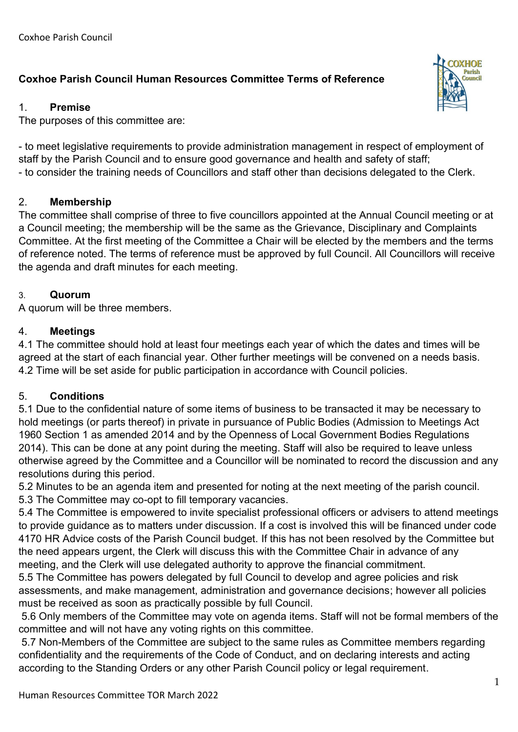# Coxhoe Parish Council Human Resources Committee Terms of Reference

## 1. Premise

The purposes of this committee are:

- to meet legislative requirements to provide administration management in respect of employment of staff by the Parish Council and to ensure good governance and health and safety of staff;
- to consider the training needs of Councillors and staff other than decisions delegated to the Clerk.

## 2. Membership

The committee shall comprise of three to five councillors appointed at the Annual Council meeting or at a Council meeting; the membership will be the same as the Grievance, Disciplinary and Complaints Committee. At the first meeting of the Committee a Chair will be elected by the members and the terms of reference noted. The terms of reference must be approved by full Council. All Councillors will receive the agenda and draft minutes for each meeting.

## 3. Quorum

A quorum will be three members.

## 4. Meetings

4.1 The committee should hold at least four meetings each year of which the dates and times will be agreed at the start of each financial year. Other further meetings will be convened on a needs basis.
4.2 Time will be set aside for public participation in accordance with Council policies.

## 5. Conditions

5.1 Due to the confidential nature of some items of business to be transacted it may be necessary to hold meetings (or parts thereof) in private in pursuance of Public Bodies (Admission to Meetings Act 1960 Section 1 as amended 2014 and by the Openness of Local Government Bodies Regulations 2014). This can be done at any point during the meeting. Staff will also be required to leave unless otherwise agreed by the Committee and a Councillor will be nominated to record the discussion and any resolutions during this period.
5.2 Minutes to be an agenda item and presented for noting at the next meeting of the parish council.
5.3 The Committee may co-opt to fill temporary vacancies.
5.4 The Committee is empowered to invite specialist professional officers or advisers to attend meetings to provide guidance as to matters under discussion. If a cost is involved this will be financed under code 4170 HR Advice costs of the Parish Council budget. If this has not been resolved by the Committee but the need appears urgent, the Clerk will discuss this with the Committee Chair in advance of any meeting, and the Clerk will use delegated authority to approve the financial commitment.
5.5 The Committee has powers delegated by full Council to develop and agree policies and risk assessments, and make management, administration and governance decisions; however all policies must be received as soon as practically possible by full Council.
5.6 Only members of the Committee may vote on agenda items. Staff will not be formal members of the committee and will not have any voting rights on this committee.
5.7 Non-Members of the Committee are subject to the same rules as Committee members regarding confidentiality and the requirements of the Code of Conduct, and on declaring interests and acting according to the Standing Orders or any other Parish Council policy or legal requirement.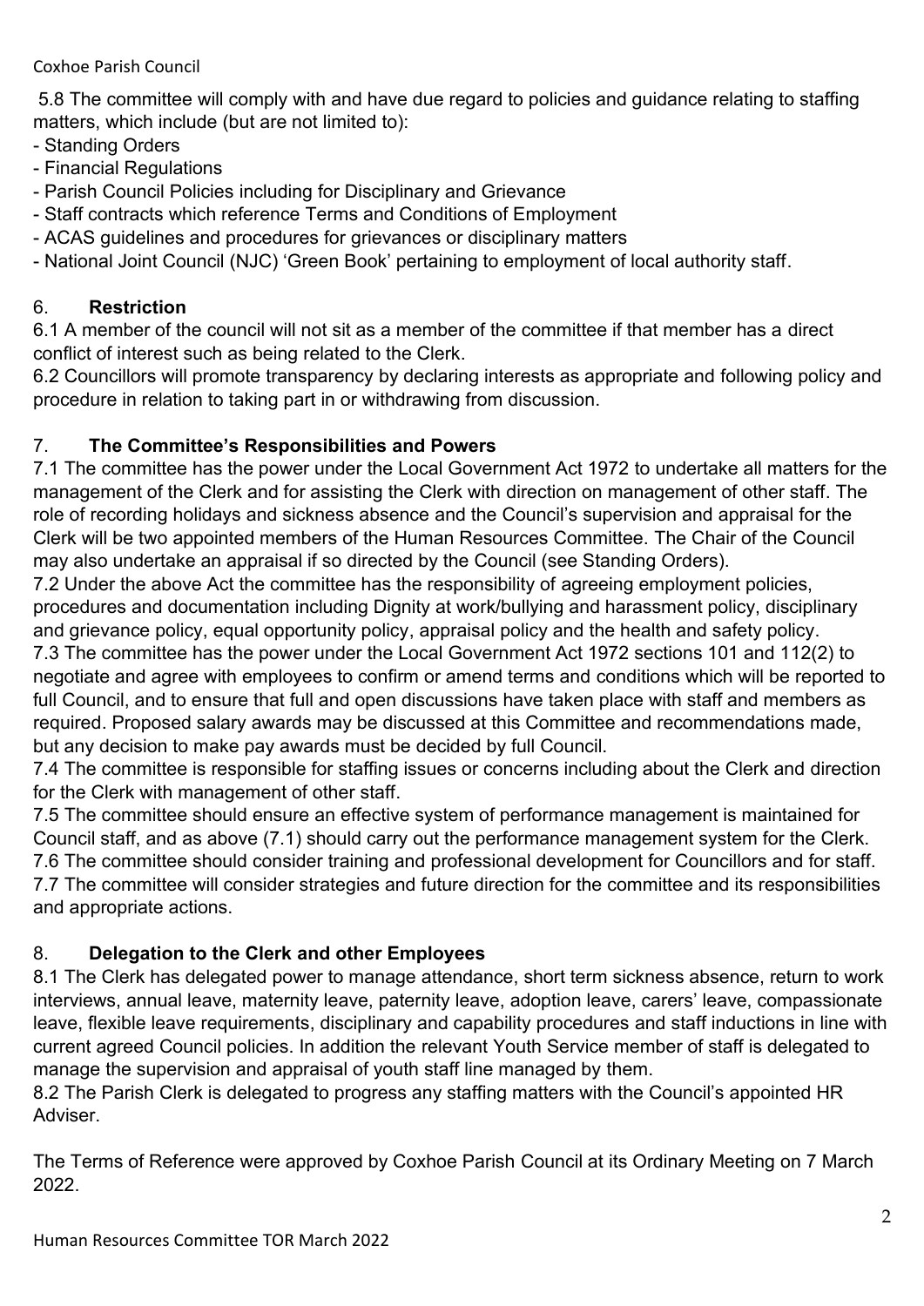5.8 The committee will comply with and have due regard to policies and guidance relating to staffing matters, which include (but are not limited to):

- Standing Orders
- Financial Regulations
- Parish Council Policies including for Disciplinary and Grievance
- Staff contracts which reference Terms and Conditions of Employment
- ACAS guidelines and procedures for grievances or disciplinary matters
- National Joint Council (NJC) 'Green Book' pertaining to employment of local authority staff.

## 6. **Restriction**

6.1 A member of the council will not sit as a member of the committee if that member has a direct conflict of interest such as being related to the Clerk.

6.2 Councillors will promote transparency by declaring interests as appropriate and following policy and procedure in relation to taking part in or withdrawing from discussion.

## 7. **The Committee's Responsibilities and Powers**

7.1 The committee has the power under the Local Government Act 1972 to undertake all matters for the management of the Clerk and for assisting the Clerk with direction on management of other staff. The role of recording holidays and sickness absence and the Council's supervision and appraisal for the Clerk will be two appointed members of the Human Resources Committee. The Chair of the Council may also undertake an appraisal if so directed by the Council (see Standing Orders).

7.2 Under the above Act the committee has the responsibility of agreeing employment policies, procedures and documentation including Dignity at work/bullying and harassment policy, disciplinary and grievance policy, equal opportunity policy, appraisal policy and the health and safety policy.

7.3 The committee has the power under the Local Government Act 1972 sections 101 and 112(2) to negotiate and agree with employees to confirm or amend terms and conditions which will be reported to full Council, and to ensure that full and open discussions have taken place with staff and members as required. Proposed salary awards may be discussed at this Committee and recommendations made, but any decision to make pay awards must be decided by full Council.

7.4 The committee is responsible for staffing issues or concerns including about the Clerk and direction for the Clerk with management of other staff.

7.5 The committee should ensure an effective system of performance management is maintained for Council staff, and as above (7.1) should carry out the performance management system for the Clerk.

7.6 The committee should consider training and professional development for Councillors and for staff.

7.7 The committee will consider strategies and future direction for the committee and its responsibilities and appropriate actions.

## 8. **Delegation to the Clerk and other Employees**

8.1 The Clerk has delegated power to manage attendance, short term sickness absence, return to work interviews, annual leave, maternity leave, paternity leave, adoption leave, carers' leave, compassionate leave, flexible leave requirements, disciplinary and capability procedures and staff inductions in line with current agreed Council policies. In addition the relevant Youth Service member of staff is delegated to manage the supervision and appraisal of youth staff line managed by them.

8.2 The Parish Clerk is delegated to progress any staffing matters with the Council's appointed HR Adviser.

The Terms of Reference were approved by Coxhoe Parish Council at its Ordinary Meeting on 7 March 2022.